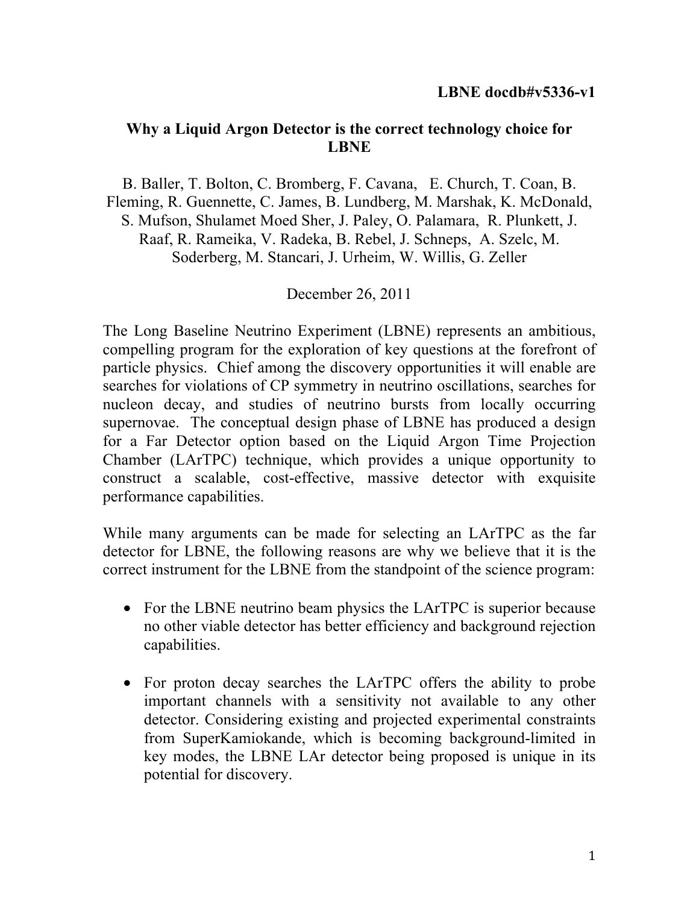**LBNE docdb#v5336-v1**

# Why a Liquid Argon Detector is the correct technology choice for LBNE

B. Baller, T. Bolton, C. Bromberg, F. Cavana, E. Church, T. Coan, B. Fleming, R. Guennette, C. James, B. Lundberg, M. Marshak, K. McDonald, S. Mufson, Shulamet Moed Sher, J. Paley, O. Palamara, R. Plunkett, J. Raaf, R. Rameika, V. Radeka, B. Rebel, J. Schneps, A. Szelc, M. Soderberg, M. Stancari, J. Urheim, W. Willis, G. Zeller

December 26, 2011

The Long Baseline Neutrino Experiment (LBNE) represents an ambitious, compelling program for the exploration of key questions at the forefront of particle physics. Chief among the discovery opportunities it will enable are searches for violations of CP symmetry in neutrino oscillations, searches for nucleon decay, and studies of neutrino bursts from locally occurring supernovae. The conceptual design phase of LBNE has produced a design for a Far Detector option based on the Liquid Argon Time Projection Chamber (LArTPC) technique, which provides a unique opportunity to construct a scalable, cost-effective, massive detector with exquisite performance capabilities.

While many arguments can be made for selecting an LArTPC as the far detector for LBNE, the following reasons are why we believe that it is the correct instrument for the LBNE from the standpoint of the science program:

- For the LBNE neutrino beam physics the LArTPC is superior because no other viable detector has better efficiency and background rejection capabilities.

- For proton decay searches the LArTPC offers the ability to probe important channels with a sensitivity not available to any other detector. Considering existing and projected experimental constraints from SuperKamiokande, which is becoming background-limited in key modes, the LBNE LAr detector being proposed is unique in its potential for discovery.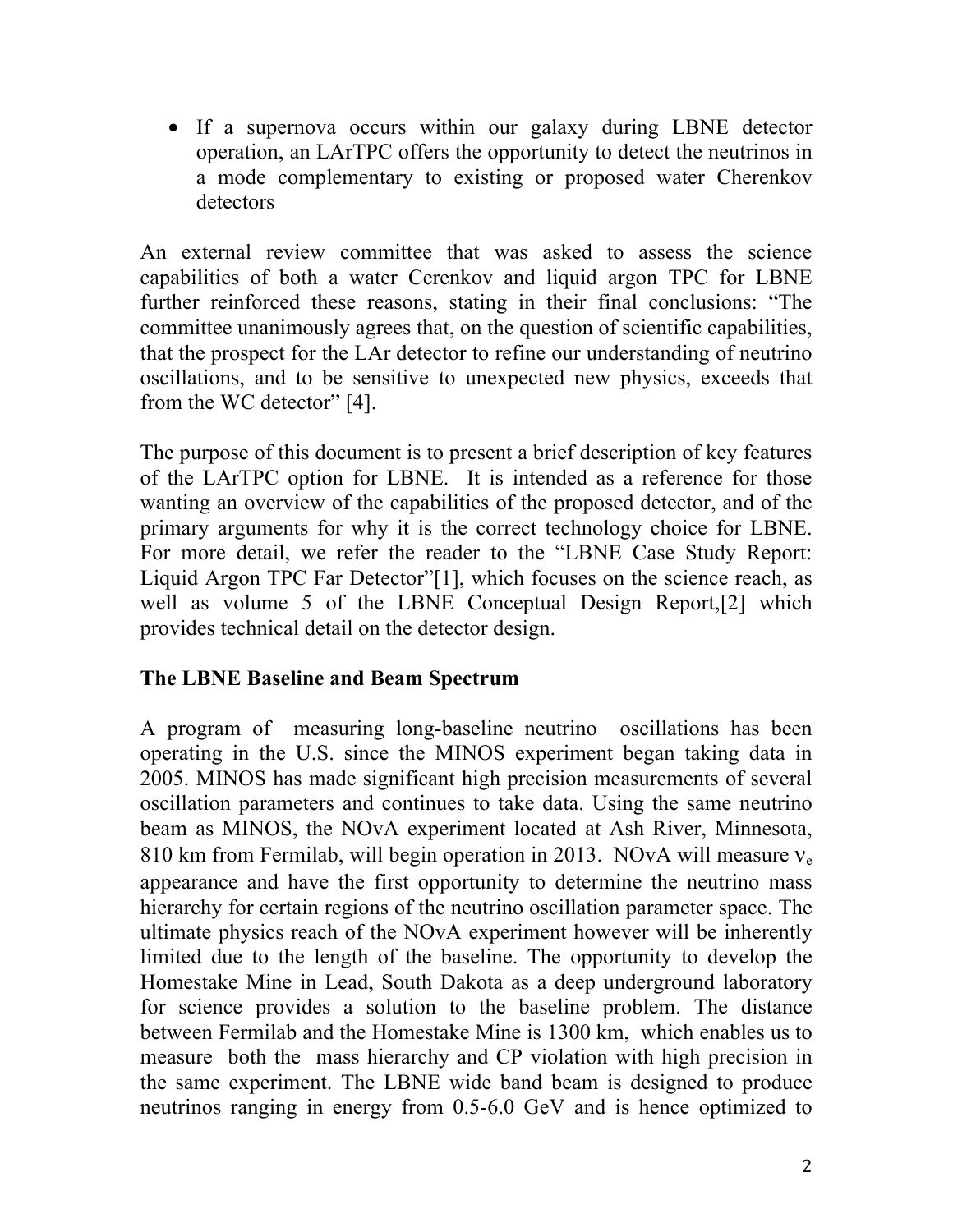- If a supernova occurs within our galaxy during LBNE detector operation, an LArTPC offers the opportunity to detect the neutrinos in a mode complementary to existing or proposed water Cherenkov detectors

An external review committee that was asked to assess the science capabilities of both a water Cerenkov and liquid argon TPC for LBNE further reinforced these reasons, stating in their final conclusions: "The committee unanimously agrees that, on the question of scientific capabilities, that the prospect for the LAr detector to refine our understanding of neutrino oscillations, and to be sensitive to unexpected new physics, exceeds that from the WC detector" [4].

The purpose of this document is to present a brief description of key features of the LArTPC option for LBNE. It is intended as a reference for those wanting an overview of the capabilities of the proposed detector, and of the primary arguments for why it is the correct technology choice for LBNE. For more detail, we refer the reader to the "LBNE Case Study Report: Liquid Argon TPC Far Detector"[1], which focuses on the science reach, as well as volume 5 of the LBNE Conceptual Design Report,[2] which provides technical detail on the detector design.

**The LBNE Baseline and Beam Spectrum**

A program of measuring long-baseline neutrino oscillations has been operating in the U.S. since the MINOS experiment began taking data in 2005. MINOS has made significant high precision measurements of several oscillation parameters and continues to take data. Using the same neutrino beam as MINOS, the NOvA experiment located at Ash River, Minnesota, 810 km from Fermilab, will begin operation in 2013. NOvA will measure $\nu_e$ appearance and have the first opportunity to determine the neutrino mass hierarchy for certain regions of the neutrino oscillation parameter space. The ultimate physics reach of the NOvA experiment however will be inherently limited due to the length of the baseline. The opportunity to develop the Homestake Mine in Lead, South Dakota as a deep underground laboratory for science provides a solution to the baseline problem. The distance between Fermilab and the Homestake Mine is 1300 km, which enables us to measure both the mass hierarchy and CP violation with high precision in the same experiment. The LBNE wide band beam is designed to produce neutrinos ranging in energy from 0.5-6.0 GeV and is hence optimized to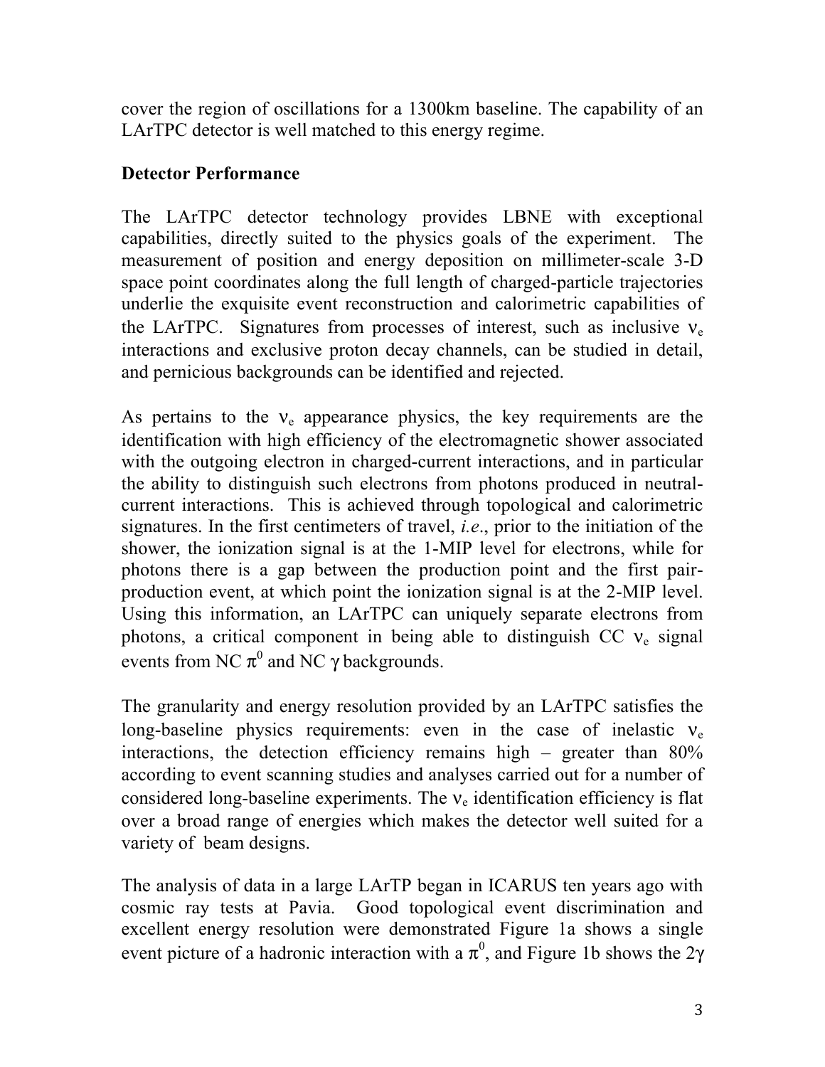cover the region of oscillations for a 1300km baseline. The capability of an LArTPC detector is well matched to this energy regime.

## Detector Performance

The LArTPC detector technology provides LBNE with exceptional capabilities, directly suited to the physics goals of the experiment. The measurement of position and energy deposition on millimeter-scale 3-D space point coordinates along the full length of charged-particle trajectories underlie the exquisite event reconstruction and calorimetric capabilities of the LArTPC. Signatures from processes of interest, such as inclusive $\nu_e$ interactions and exclusive proton decay channels, can be studied in detail, and pernicious backgrounds can be identified and rejected.

As pertains to the $\nu_e$ appearance physics, the key requirements are the identification with high efficiency of the electromagnetic shower associated with the outgoing electron in charged-current interactions, and in particular the ability to distinguish such electrons from photons produced in neutral-current interactions. This is achieved through topological and calorimetric signatures. In the first centimeters of travel, *i.e.*, prior to the initiation of the shower, the ionization signal is at the 1-MIP level for electrons, while for photons there is a gap between the production point and the first pair-production event, at which point the ionization signal is at the 2-MIP level. Using this information, an LArTPC can uniquely separate electrons from photons, a critical component in being able to distinguish CC $\nu_e$ signal events from NC $\pi^0$ and NC $\gamma$ backgrounds.

The granularity and energy resolution provided by an LArTPC satisfies the long-baseline physics requirements: even in the case of inelastic $\nu_e$ interactions, the detection efficiency remains high – greater than 80% according to event scanning studies and analyses carried out for a number of considered long-baseline experiments. The $\nu_e$ identification efficiency is flat over a broad range of energies which makes the detector well suited for a variety of beam designs.

The analysis of data in a large LArTP began in ICARUS ten years ago with cosmic ray tests at Pavia. Good topological event discrimination and excellent energy resolution were demonstrated Figure 1a shows a single event picture of a hadronic interaction with a $\pi^0$, and Figure 1b shows the $2\gamma$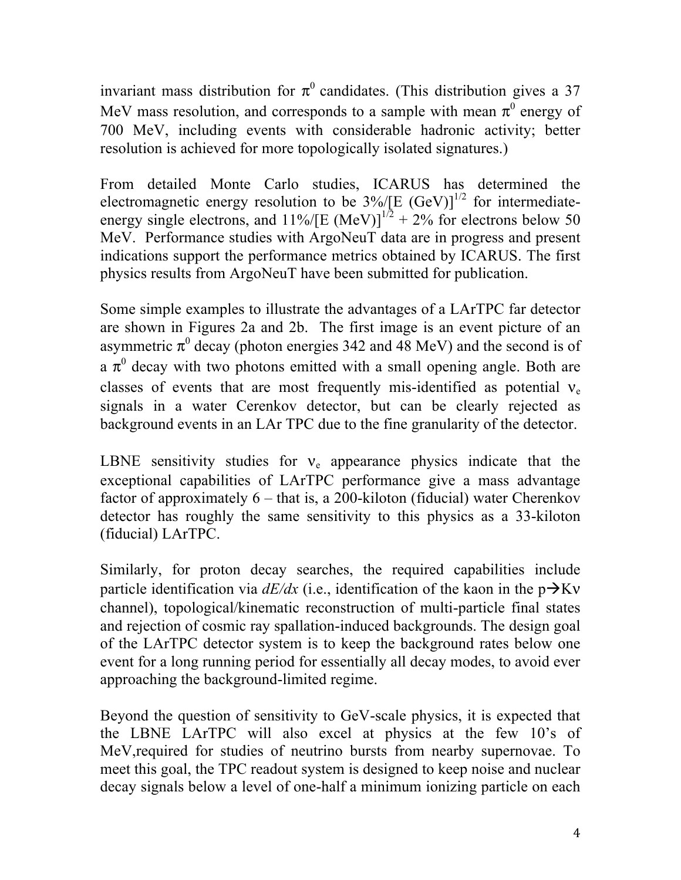invariant mass distribution for $\pi^0$ candidates. (This distribution gives a 37 MeV mass resolution, and corresponds to a sample with mean $\pi^0$ energy of 700 MeV, including events with considerable hadronic activity; better resolution is achieved for more topologically isolated signatures.)

From detailed Monte Carlo studies, ICARUS has determined the electromagnetic energy resolution to be $3\%/[E\ (\mathrm{GeV})]^{1/2}$ for intermediate-energy single electrons, and $11\%/[E\ (\mathrm{MeV})]^{1/2} + 2\%$ for electrons below 50 MeV. Performance studies with ArgoNeuT data are in progress and present indications support the performance metrics obtained by ICARUS. The first physics results from ArgoNeuT have been submitted for publication.

Some simple examples to illustrate the advantages of a LArTPC far detector are shown in Figures 2a and 2b. The first image is an event picture of an asymmetric $\pi^0$ decay (photon energies 342 and 48 MeV) and the second is of a $\pi^0$ decay with two photons emitted with a small opening angle. Both are classes of events that are most frequently mis-identified as potential $\nu_e$ signals in a water Cerenkov detector, but can be clearly rejected as background events in an LAr TPC due to the fine granularity of the detector.

LBNE sensitivity studies for $\nu_e$ appearance physics indicate that the exceptional capabilities of LArTPC performance give a mass advantage factor of approximately 6 – that is, a 200-kiloton (fiducial) water Cherenkov detector has roughly the same sensitivity to this physics as a 33-kiloton (fiducial) LArTPC.

Similarly, for proton decay searches, the required capabilities include particle identification via *dE/dx* (i.e., identification of the kaon in the $p \rightarrow K\nu$ channel), topological/kinematic reconstruction of multi-particle final states and rejection of cosmic ray spallation-induced backgrounds. The design goal of the LArTPC detector system is to keep the background rates below one event for a long running period for essentially all decay modes, to avoid ever approaching the background-limited regime.

Beyond the question of sensitivity to GeV-scale physics, it is expected that the LBNE LArTPC will also excel at physics at the few 10's of MeV,required for studies of neutrino bursts from nearby supernovae. To meet this goal, the TPC readout system is designed to keep noise and nuclear decay signals below a level of one-half a minimum ionizing particle on each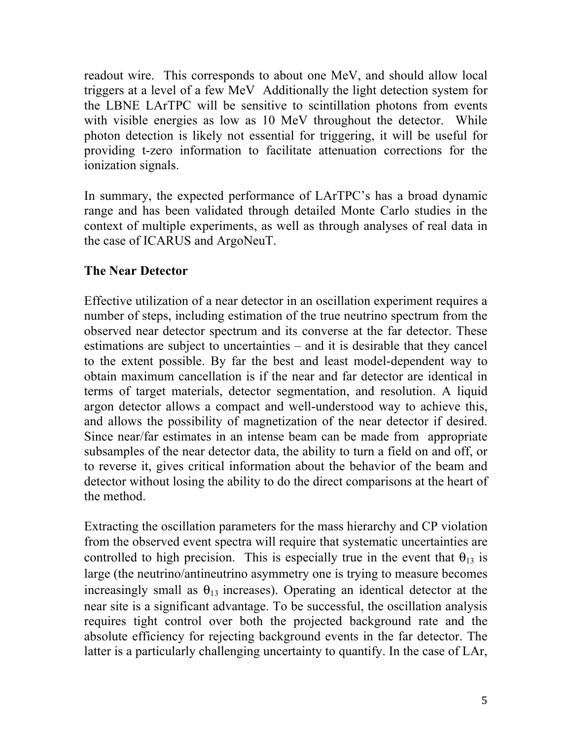readout wire. This corresponds to about one MeV, and should allow local triggers at a level of a few MeV Additionally the light detection system for the LBNE LArTPC will be sensitive to scintillation photons from events with visible energies as low as 10 MeV throughout the detector. While photon detection is likely not essential for triggering, it will be useful for providing t-zero information to facilitate attenuation corrections for the ionization signals.

In summary, the expected performance of LArTPC's has a broad dynamic range and has been validated through detailed Monte Carlo studies in the context of multiple experiments, as well as through analyses of real data in the case of ICARUS and ArgoNeuT.

**The Near Detector**

Effective utilization of a near detector in an oscillation experiment requires a number of steps, including estimation of the true neutrino spectrum from the observed near detector spectrum and its converse at the far detector. These estimations are subject to uncertainties – and it is desirable that they cancel to the extent possible. By far the best and least model-dependent way to obtain maximum cancellation is if the near and far detector are identical in terms of target materials, detector segmentation, and resolution. A liquid argon detector allows a compact and well-understood way to achieve this, and allows the possibility of magnetization of the near detector if desired. Since near/far estimates in an intense beam can be made from appropriate subsamples of the near detector data, the ability to turn a field on and off, or to reverse it, gives critical information about the behavior of the beam and detector without losing the ability to do the direct comparisons at the heart of the method.

Extracting the oscillation parameters for the mass hierarchy and CP violation from the observed event spectra will require that systematic uncertainties are controlled to high precision. This is especially true in the event that $\theta_{13}$ is large (the neutrino/antineutrino asymmetry one is trying to measure becomes increasingly small as $\theta_{13}$ increases). Operating an identical detector at the near site is a significant advantage. To be successful, the oscillation analysis requires tight control over both the projected background rate and the absolute efficiency for rejecting background events in the far detector. The latter is a particularly challenging uncertainty to quantify. In the case of LAr,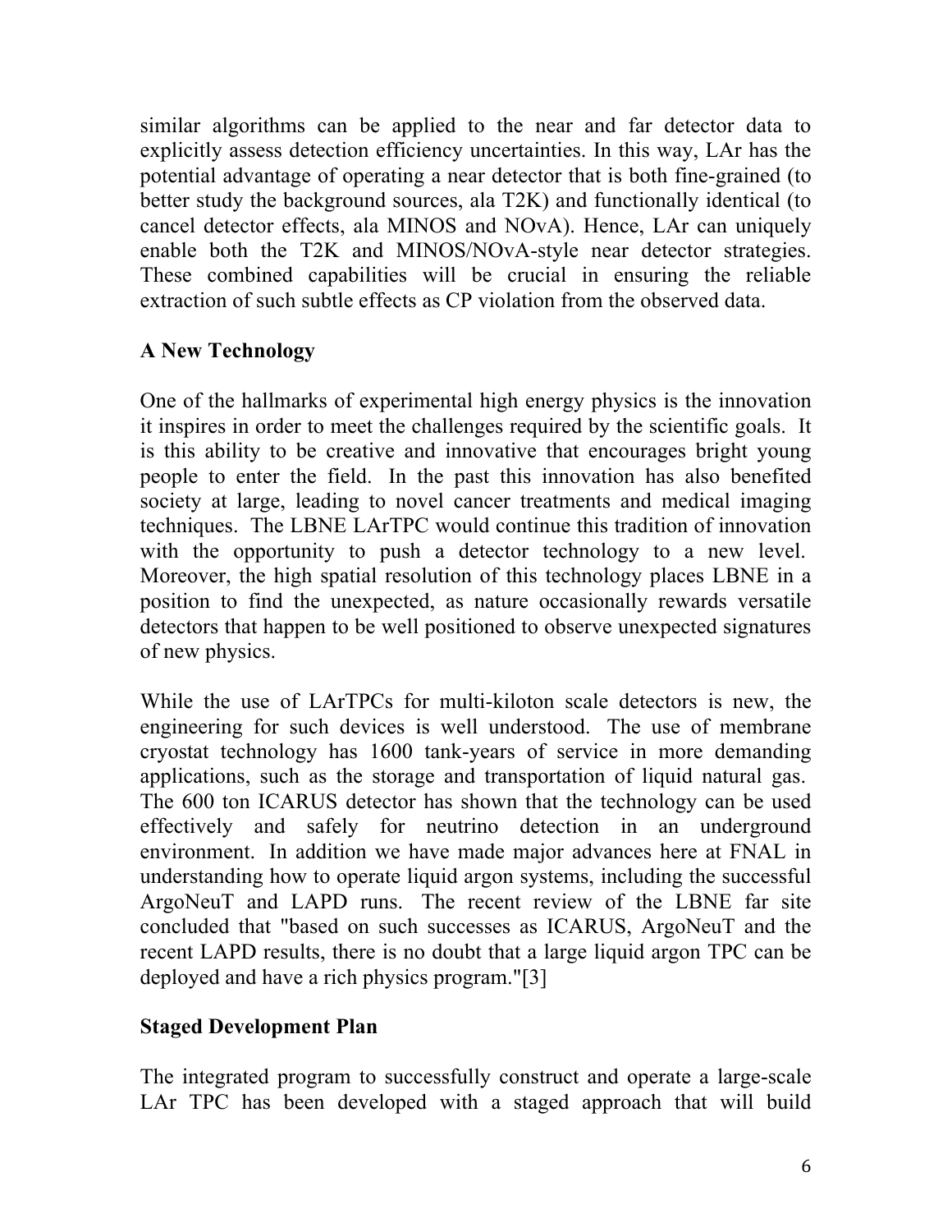similar algorithms can be applied to the near and far detector data to explicitly assess detection efficiency uncertainties. In this way, LAr has the potential advantage of operating a near detector that is both fine-grained (to better study the background sources, ala T2K) and functionally identical (to cancel detector effects, ala MINOS and NOvA). Hence, LAr can uniquely enable both the T2K and MINOS/NOvA-style near detector strategies. These combined capabilities will be crucial in ensuring the reliable extraction of such subtle effects as CP violation from the observed data.

**A New Technology**

One of the hallmarks of experimental high energy physics is the innovation it inspires in order to meet the challenges required by the scientific goals. It is this ability to be creative and innovative that encourages bright young people to enter the field. In the past this innovation has also benefited society at large, leading to novel cancer treatments and medical imaging techniques. The LBNE LArTPC would continue this tradition of innovation with the opportunity to push a detector technology to a new level. Moreover, the high spatial resolution of this technology places LBNE in a position to find the unexpected, as nature occasionally rewards versatile detectors that happen to be well positioned to observe unexpected signatures of new physics.

While the use of LArTPCs for multi-kiloton scale detectors is new, the engineering for such devices is well understood. The use of membrane cryostat technology has 1600 tank-years of service in more demanding applications, such as the storage and transportation of liquid natural gas. The 600 ton ICARUS detector has shown that the technology can be used effectively and safely for neutrino detection in an underground environment. In addition we have made major advances here at FNAL in understanding how to operate liquid argon systems, including the successful ArgoNeuT and LAPD runs. The recent review of the LBNE far site concluded that "based on such successes as ICARUS, ArgoNeuT and the recent LAPD results, there is no doubt that a large liquid argon TPC can be deployed and have a rich physics program."[3]

**Staged Development Plan**

The integrated program to successfully construct and operate a large-scale LAr TPC has been developed with a staged approach that will build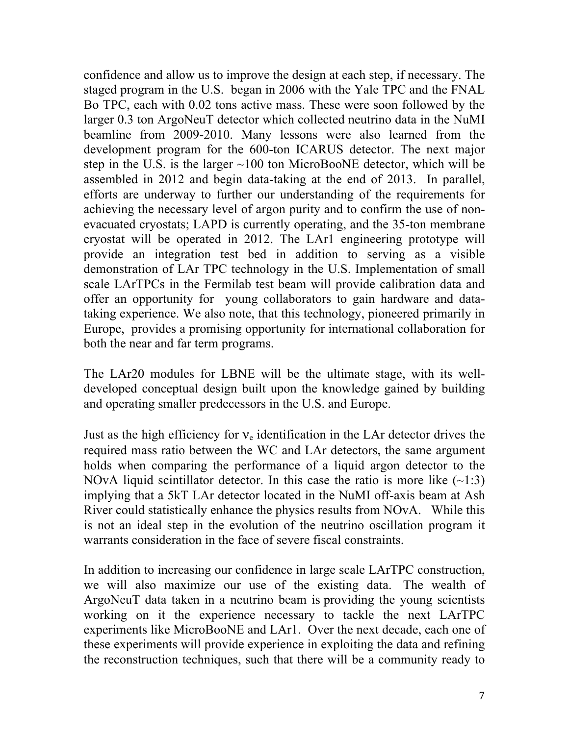confidence and allow us to improve the design at each step, if necessary. The staged program in the U.S. began in 2006 with the Yale TPC and the FNAL Bo TPC, each with 0.02 tons active mass. These were soon followed by the larger 0.3 ton ArgoNeuT detector which collected neutrino data in the NuMI beamline from 2009-2010. Many lessons were also learned from the development program for the 600-ton ICARUS detector. The next major step in the U.S. is the larger ~100 ton MicroBooNE detector, which will be assembled in 2012 and begin data-taking at the end of 2013. In parallel, efforts are underway to further our understanding of the requirements for achieving the necessary level of argon purity and to confirm the use of non-evacuated cryostats; LAPD is currently operating, and the 35-ton membrane cryostat will be operated in 2012. The LAr1 engineering prototype will provide an integration test bed in addition to serving as a visible demonstration of LAr TPC technology in the U.S. Implementation of small scale LArTPCs in the Fermilab test beam will provide calibration data and offer an opportunity for young collaborators to gain hardware and data-taking experience. We also note, that this technology, pioneered primarily in Europe, provides a promising opportunity for international collaboration for both the near and far term programs.

The LAr20 modules for LBNE will be the ultimate stage, with its well-developed conceptual design built upon the knowledge gained by building and operating smaller predecessors in the U.S. and Europe.

Just as the high efficiency for $\nu_e$ identification in the LAr detector drives the required mass ratio between the WC and LAr detectors, the same argument holds when comparing the performance of a liquid argon detector to the NOvA liquid scintillator detector. In this case the ratio is more like (~1:3) implying that a 5kT LAr detector located in the NuMI off-axis beam at Ash River could statistically enhance the physics results from NOvA. While this is not an ideal step in the evolution of the neutrino oscillation program it warrants consideration in the face of severe fiscal constraints.

In addition to increasing our confidence in large scale LArTPC construction, we will also maximize our use of the existing data. The wealth of ArgoNeuT data taken in a neutrino beam is providing the young scientists working on it the experience necessary to tackle the next LArTPC experiments like MicroBooNE and LAr1. Over the next decade, each one of these experiments will provide experience in exploiting the data and refining the reconstruction techniques, such that there will be a community ready to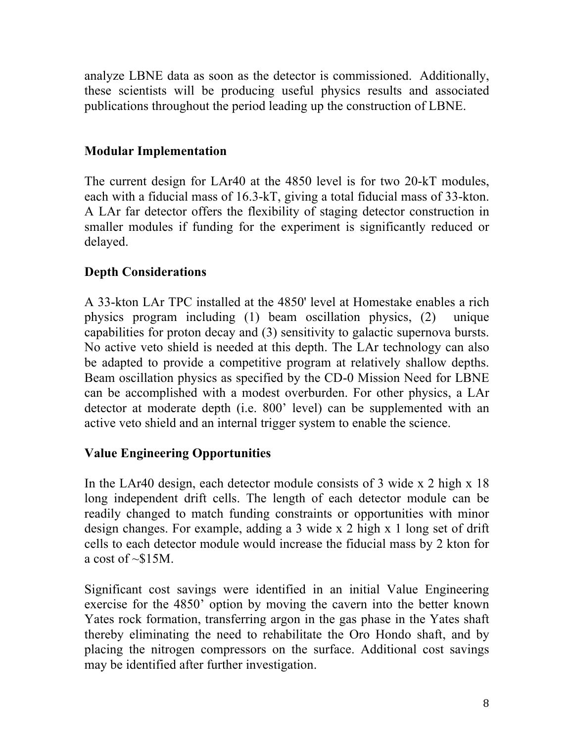analyze LBNE data as soon as the detector is commissioned. Additionally, these scientists will be producing useful physics results and associated publications throughout the period leading up the construction of LBNE.

## Modular Implementation

The current design for LAr40 at the 4850 level is for two 20-kT modules, each with a fiducial mass of 16.3-kT, giving a total fiducial mass of 33-kton. A LAr far detector offers the flexibility of staging detector construction in smaller modules if funding for the experiment is significantly reduced or delayed.

## Depth Considerations

A 33-kton LAr TPC installed at the 4850' level at Homestake enables a rich physics program including (1) beam oscillation physics, (2) unique capabilities for proton decay and (3) sensitivity to galactic supernova bursts. No active veto shield is needed at this depth. The LAr technology can also be adapted to provide a competitive program at relatively shallow depths. Beam oscillation physics as specified by the CD-0 Mission Need for LBNE can be accomplished with a modest overburden. For other physics, a LAr detector at moderate depth (i.e. 800' level) can be supplemented with an active veto shield and an internal trigger system to enable the science.

## Value Engineering Opportunities

In the LAr40 design, each detector module consists of 3 wide x 2 high x 18 long independent drift cells. The length of each detector module can be readily changed to match funding constraints or opportunities with minor design changes. For example, adding a 3 wide x 2 high x 1 long set of drift cells to each detector module would increase the fiducial mass by 2 kton for a cost of ~$15M.

Significant cost savings were identified in an initial Value Engineering exercise for the 4850' option by moving the cavern into the better known Yates rock formation, transferring argon in the gas phase in the Yates shaft thereby eliminating the need to rehabilitate the Oro Hondo shaft, and by placing the nitrogen compressors on the surface. Additional cost savings may be identified after further investigation.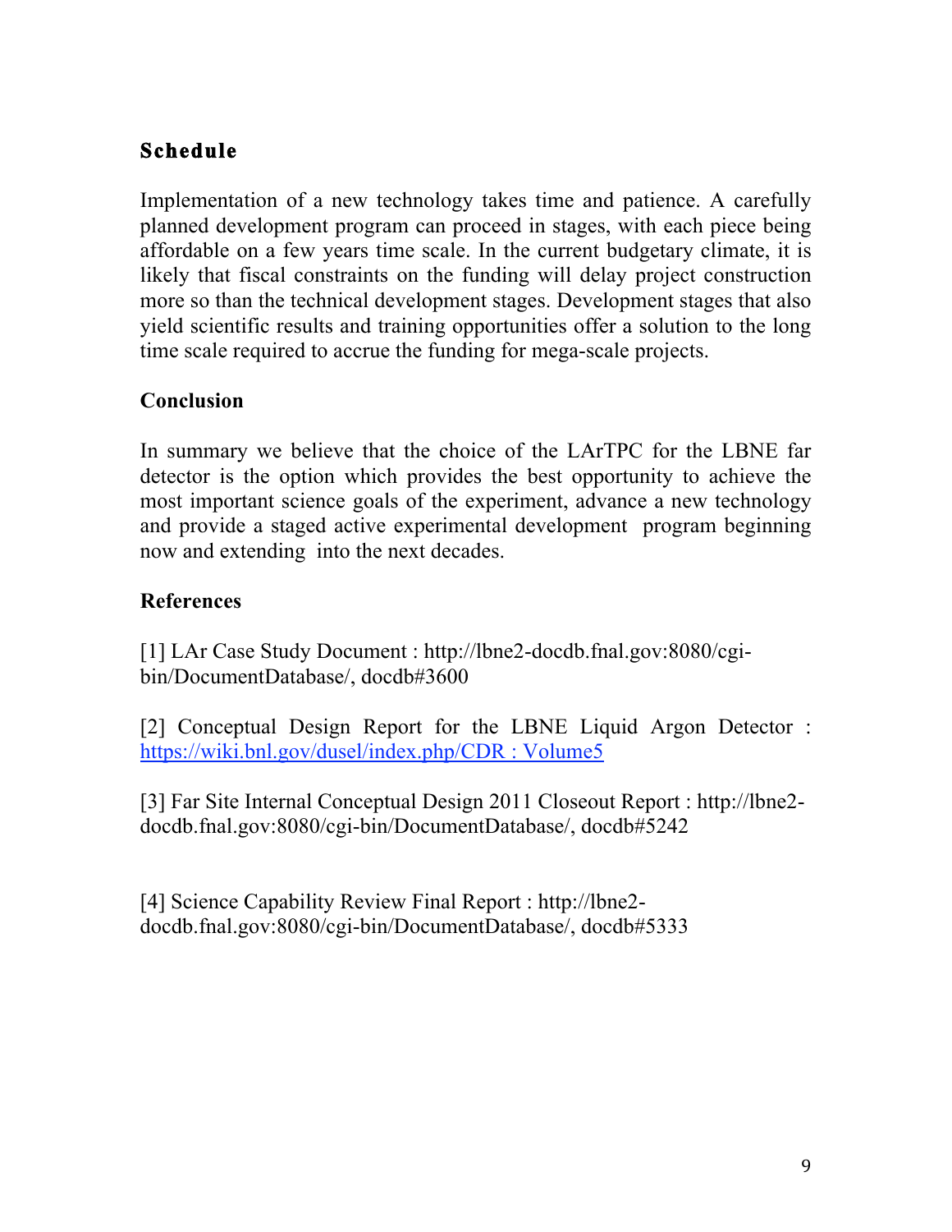## Schedule

Implementation of a new technology takes time and patience. A carefully planned development program can proceed in stages, with each piece being affordable on a few years time scale. In the current budgetary climate, it is likely that fiscal constraints on the funding will delay project construction more so than the technical development stages. Development stages that also yield scientific results and training opportunities offer a solution to the long time scale required to accrue the funding for mega-scale projects.

## Conclusion

In summary we believe that the choice of the LArTPC for the LBNE far detector is the option which provides the best opportunity to achieve the most important science goals of the experiment, advance a new technology and provide a staged active experimental development program beginning now and extending into the next decades.

## References

[1] LAr Case Study Document : http://lbne2-docdb.fnal.gov:8080/cgi-bin/DocumentDatabase/, docdb#3600

[2] Conceptual Design Report for the LBNE Liquid Argon Detector : https://wiki.bnl.gov/dusel/index.php/CDR : Volume5

[3] Far Site Internal Conceptual Design 2011 Closeout Report : http://lbne2-docdb.fnal.gov:8080/cgi-bin/DocumentDatabase/, docdb#5242

[4] Science Capability Review Final Report : http://lbne2-docdb.fnal.gov:8080/cgi-bin/DocumentDatabase/, docdb#5333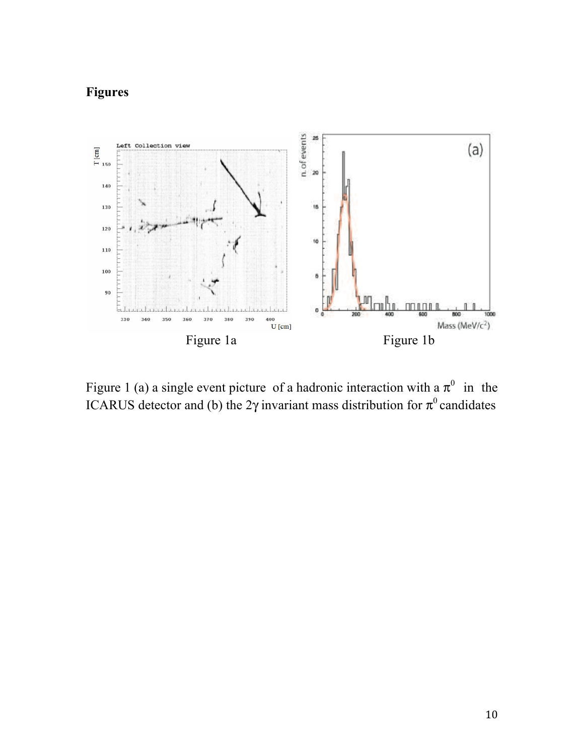**Figures**

Figure 1a

Figure 1b

Figure 1 (a) a single event picture of a hadronic interaction with a $\pi^0$ in the ICARUS detector and (b) the $2\gamma$ invariant mass distribution for $\pi^0$ candidates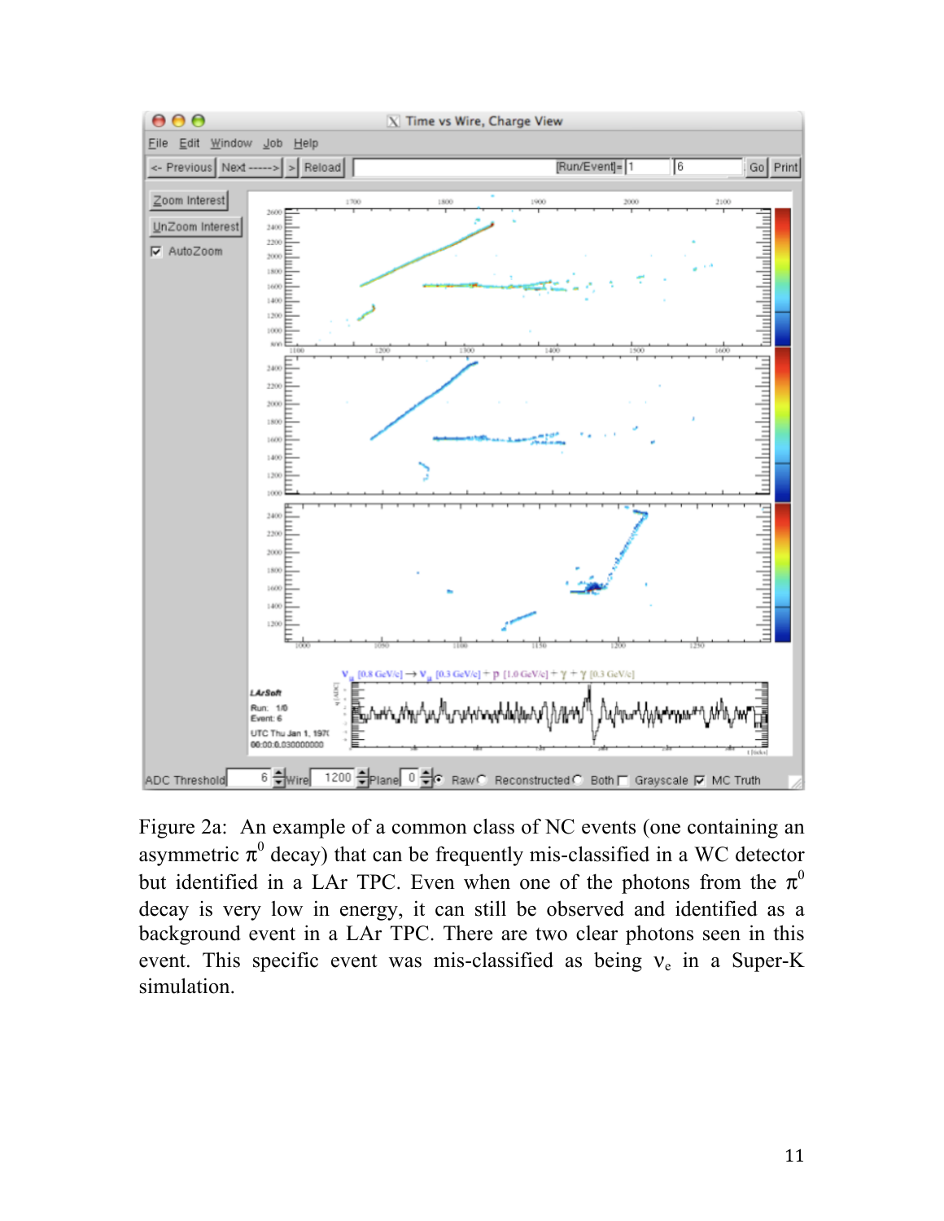Figure 2a: An example of a common class of NC events (one containing an asymmetric $\pi^0$ decay) that can be frequently mis-classified in a WC detector but identified in a LAr TPC. Even when one of the photons from the $\pi^0$ decay is very low in energy, it can still be observed and identified as a background event in a LAr TPC. There are two clear photons seen in this event. This specific event was mis-classified as being $\nu_e$ in a Super-K simulation.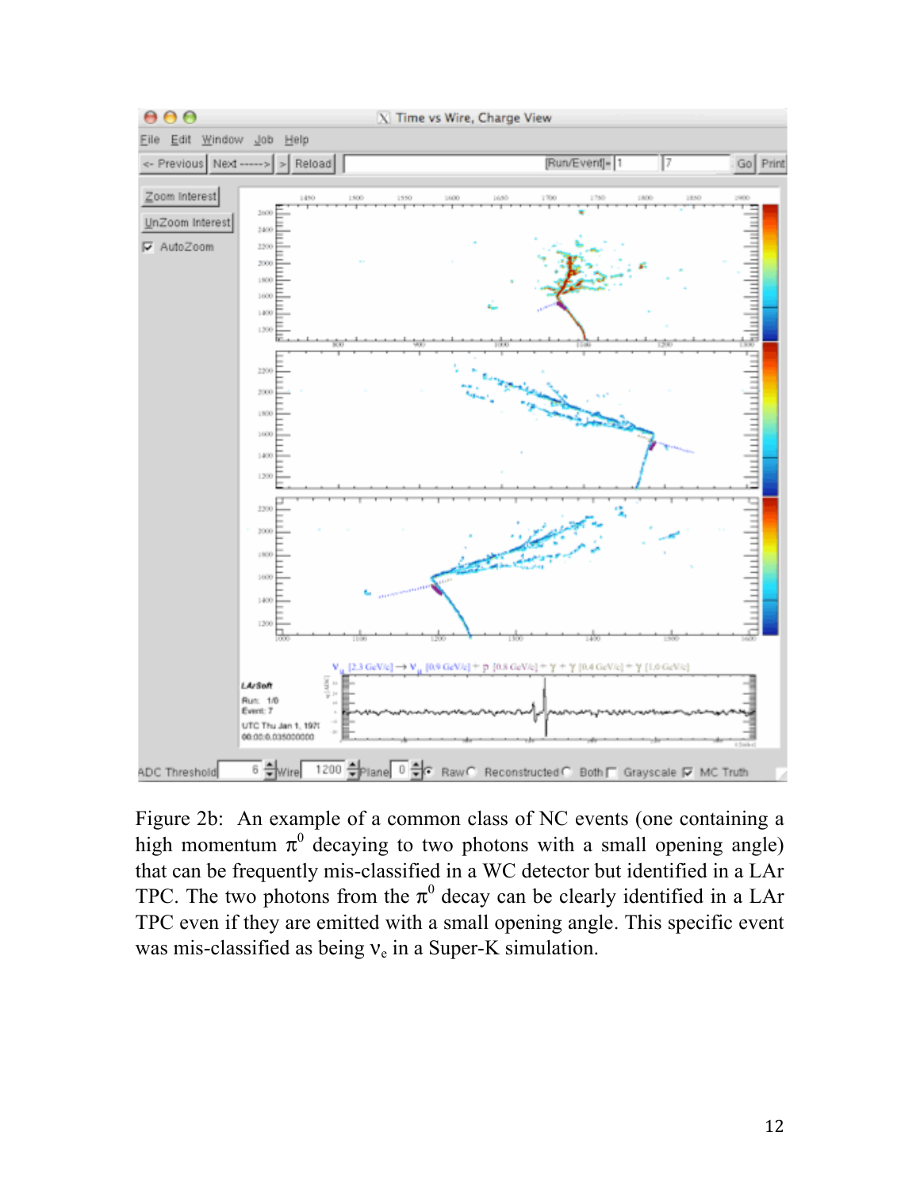Figure 2b: An example of a common class of NC events (one containing a high momentum $\pi^0$ decaying to two photons with a small opening angle) that can be frequently mis-classified in a WC detector but identified in a LAr TPC. The two photons from the $\pi^0$ decay can be clearly identified in a LAr TPC even if they are emitted with a small opening angle. This specific event was mis-classified as being $\nu_e$ in a Super-K simulation.